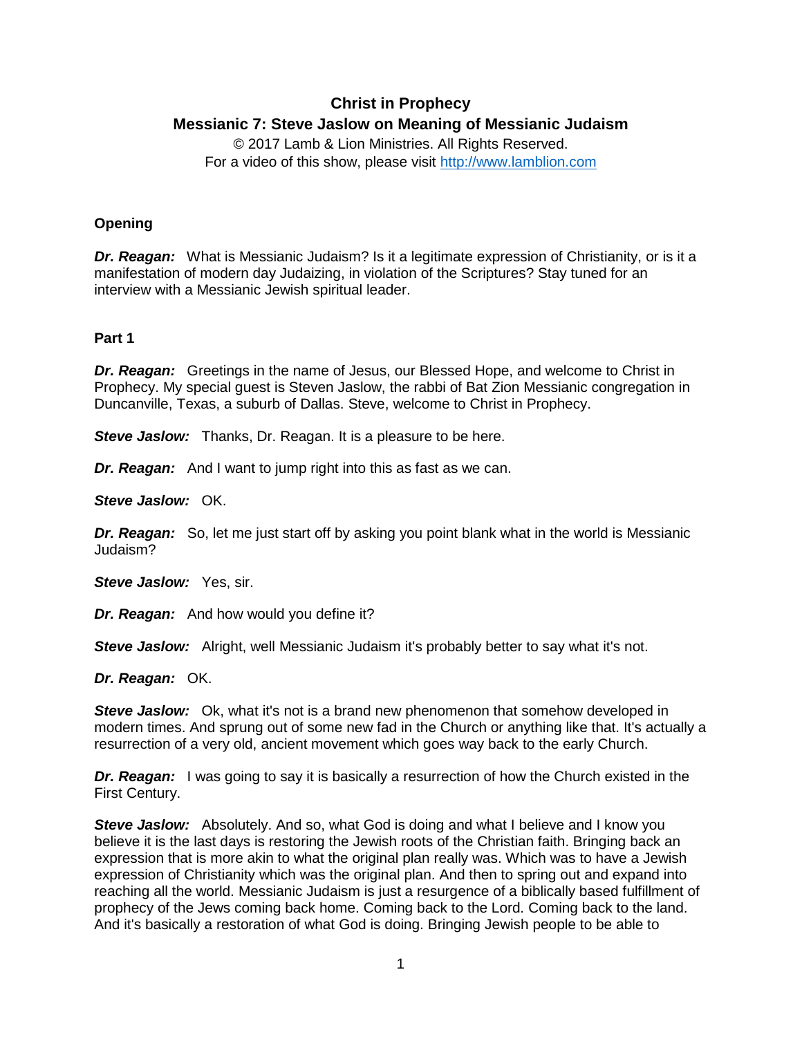# Christ in Prophecy

## Messianic 7: Steve Jaslow on Meaning of Messianic Judaism

© 2017 Lamb & Lion Ministries. All Rights Reserved.
For a video of this show, please visit http://www.lamblion.com

### Opening

***Dr. Reagan:*** What is Messianic Judaism? Is it a legitimate expression of Christianity, or is it a manifestation of modern day Judaizing, in violation of the Scriptures? Stay tuned for an interview with a Messianic Jewish spiritual leader.

### Part 1

***Dr. Reagan:*** Greetings in the name of Jesus, our Blessed Hope, and welcome to Christ in Prophecy. My special guest is Steven Jaslow, the rabbi of Bat Zion Messianic congregation in Duncanville, Texas, a suburb of Dallas. Steve, welcome to Christ in Prophecy.

***Steve Jaslow:*** Thanks, Dr. Reagan. It is a pleasure to be here.

***Dr. Reagan:*** And I want to jump right into this as fast as we can.

***Steve Jaslow:*** OK.

***Dr. Reagan:*** So, let me just start off by asking you point blank what in the world is Messianic Judaism?

***Steve Jaslow:*** Yes, sir.

***Dr. Reagan:*** And how would you define it?

***Steve Jaslow:*** Alright, well Messianic Judaism it's probably better to say what it's not.

***Dr. Reagan:*** OK.

***Steve Jaslow:*** Ok, what it's not is a brand new phenomenon that somehow developed in modern times. And sprung out of some new fad in the Church or anything like that. It's actually a resurrection of a very old, ancient movement which goes way back to the early Church.

***Dr. Reagan:*** I was going to say it is basically a resurrection of how the Church existed in the First Century.

***Steve Jaslow:*** Absolutely. And so, what God is doing and what I believe and I know you believe it is the last days is restoring the Jewish roots of the Christian faith. Bringing back an expression that is more akin to what the original plan really was. Which was to have a Jewish expression of Christianity which was the original plan. And then to spring out and expand into reaching all the world. Messianic Judaism is just a resurgence of a biblically based fulfillment of prophecy of the Jews coming back home. Coming back to the Lord. Coming back to the land. And it's basically a restoration of what God is doing. Bringing Jewish people to be able to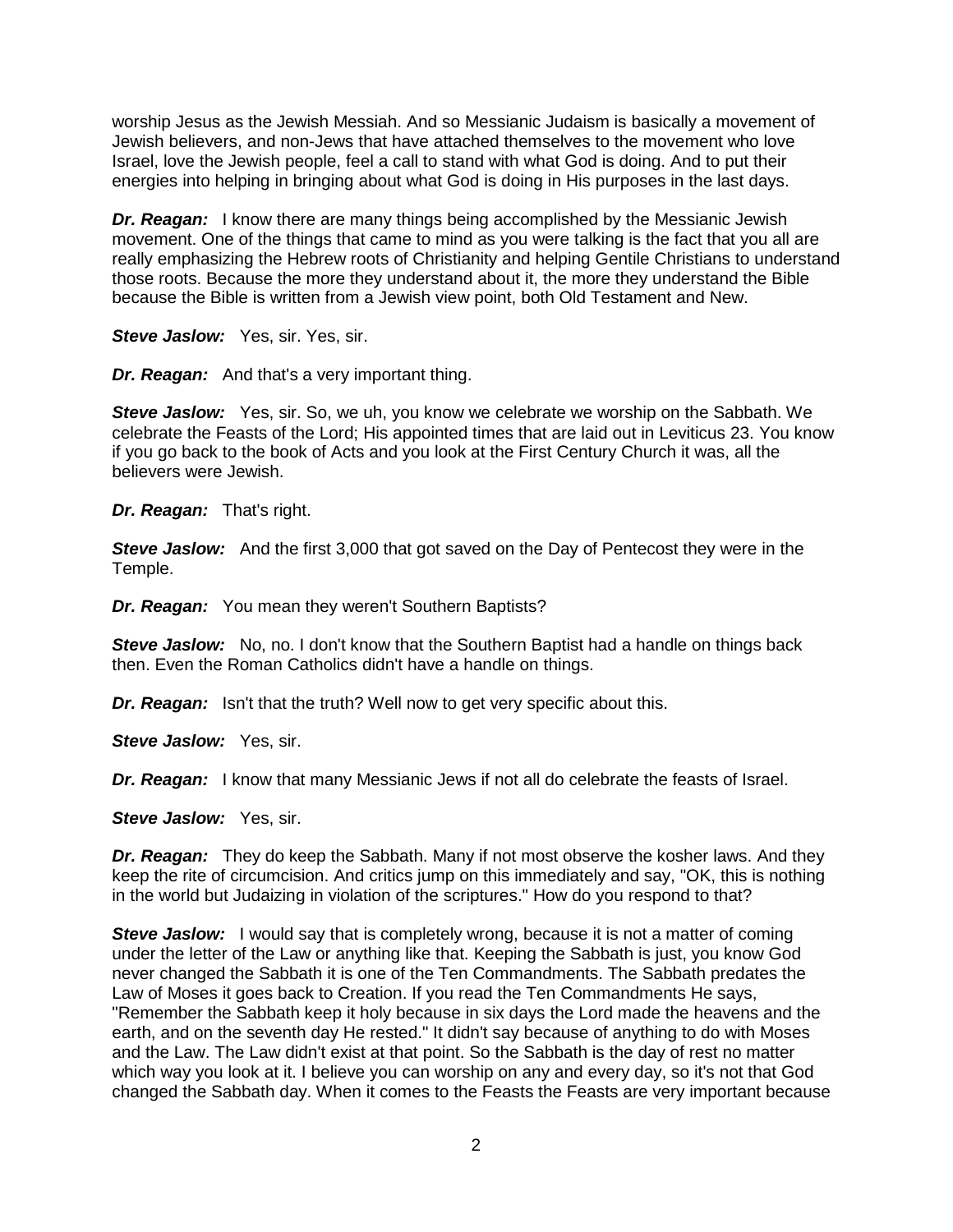worship Jesus as the Jewish Messiah. And so Messianic Judaism is basically a movement of Jewish believers, and non-Jews that have attached themselves to the movement who love Israel, love the Jewish people, feel a call to stand with what God is doing. And to put their energies into helping in bringing about what God is doing in His purposes in the last days.

***Dr. Reagan:*** I know there are many things being accomplished by the Messianic Jewish movement. One of the things that came to mind as you were talking is the fact that you all are really emphasizing the Hebrew roots of Christianity and helping Gentile Christians to understand those roots. Because the more they understand about it, the more they understand the Bible because the Bible is written from a Jewish view point, both Old Testament and New.

***Steve Jaslow:*** Yes, sir. Yes, sir.

***Dr. Reagan:*** And that's a very important thing.

***Steve Jaslow:*** Yes, sir. So, we uh, you know we celebrate we worship on the Sabbath. We celebrate the Feasts of the Lord; His appointed times that are laid out in Leviticus 23. You know if you go back to the book of Acts and you look at the First Century Church it was, all the believers were Jewish.

***Dr. Reagan:*** That's right.

***Steve Jaslow:*** And the first 3,000 that got saved on the Day of Pentecost they were in the Temple.

***Dr. Reagan:*** You mean they weren't Southern Baptists?

***Steve Jaslow:*** No, no. I don't know that the Southern Baptist had a handle on things back then. Even the Roman Catholics didn't have a handle on things.

***Dr. Reagan:*** Isn't that the truth? Well now to get very specific about this.

***Steve Jaslow:*** Yes, sir.

***Dr. Reagan:*** I know that many Messianic Jews if not all do celebrate the feasts of Israel.

***Steve Jaslow:*** Yes, sir.

***Dr. Reagan:*** They do keep the Sabbath. Many if not most observe the kosher laws. And they keep the rite of circumcision. And critics jump on this immediately and say, "OK, this is nothing in the world but Judaizing in violation of the scriptures." How do you respond to that?

***Steve Jaslow:*** I would say that is completely wrong, because it is not a matter of coming under the letter of the Law or anything like that. Keeping the Sabbath is just, you know God never changed the Sabbath it is one of the Ten Commandments. The Sabbath predates the Law of Moses it goes back to Creation. If you read the Ten Commandments He says, "Remember the Sabbath keep it holy because in six days the Lord made the heavens and the earth, and on the seventh day He rested." It didn't say because of anything to do with Moses and the Law. The Law didn't exist at that point. So the Sabbath is the day of rest no matter which way you look at it. I believe you can worship on any and every day, so it's not that God changed the Sabbath day. When it comes to the Feasts the Feasts are very important because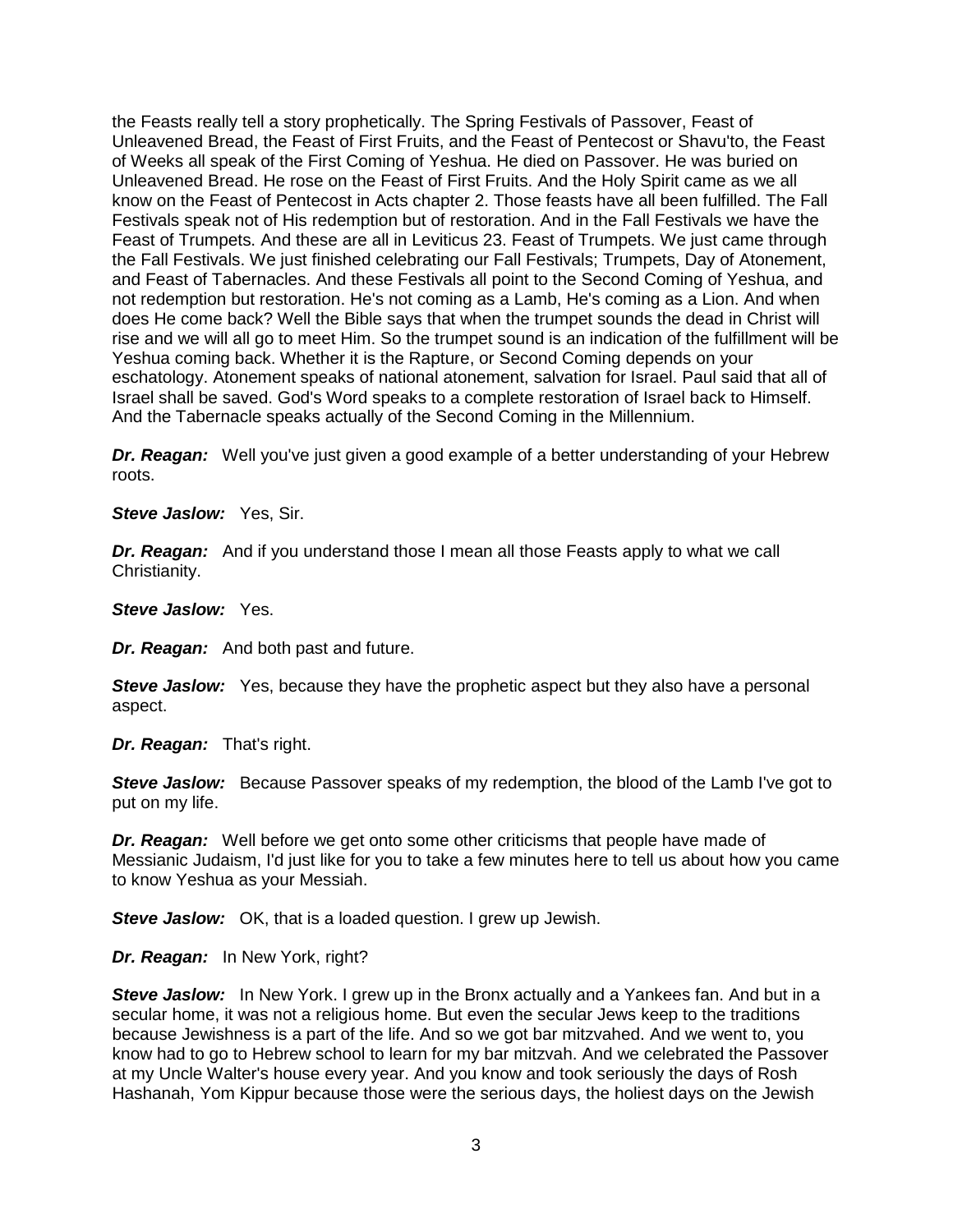the Feasts really tell a story prophetically. The Spring Festivals of Passover, Feast of Unleavened Bread, the Feast of First Fruits, and the Feast of Pentecost or Shavu'to, the Feast of Weeks all speak of the First Coming of Yeshua. He died on Passover. He was buried on Unleavened Bread. He rose on the Feast of First Fruits. And the Holy Spirit came as we all know on the Feast of Pentecost in Acts chapter 2. Those feasts have all been fulfilled. The Fall Festivals speak not of His redemption but of restoration. And in the Fall Festivals we have the Feast of Trumpets. And these are all in Leviticus 23. Feast of Trumpets. We just came through the Fall Festivals. We just finished celebrating our Fall Festivals; Trumpets, Day of Atonement, and Feast of Tabernacles. And these Festivals all point to the Second Coming of Yeshua, and not redemption but restoration. He's not coming as a Lamb, He's coming as a Lion. And when does He come back? Well the Bible says that when the trumpet sounds the dead in Christ will rise and we will all go to meet Him. So the trumpet sound is an indication of the fulfillment will be Yeshua coming back. Whether it is the Rapture, or Second Coming depends on your eschatology. Atonement speaks of national atonement, salvation for Israel. Paul said that all of Israel shall be saved. God's Word speaks to a complete restoration of Israel back to Himself. And the Tabernacle speaks actually of the Second Coming in the Millennium.

***Dr. Reagan:*** Well you've just given a good example of a better understanding of your Hebrew roots.

***Steve Jaslow:*** Yes, Sir.

***Dr. Reagan:*** And if you understand those I mean all those Feasts apply to what we call Christianity.

***Steve Jaslow:*** Yes.

***Dr. Reagan:*** And both past and future.

***Steve Jaslow:*** Yes, because they have the prophetic aspect but they also have a personal aspect.

***Dr. Reagan:*** That's right.

***Steve Jaslow:*** Because Passover speaks of my redemption, the blood of the Lamb I've got to put on my life.

***Dr. Reagan:*** Well before we get onto some other criticisms that people have made of Messianic Judaism, I'd just like for you to take a few minutes here to tell us about how you came to know Yeshua as your Messiah.

***Steve Jaslow:*** OK, that is a loaded question. I grew up Jewish.

***Dr. Reagan:*** In New York, right?

***Steve Jaslow:*** In New York. I grew up in the Bronx actually and a Yankees fan. And but in a secular home, it was not a religious home. But even the secular Jews keep to the traditions because Jewishness is a part of the life. And so we got bar mitzvahed. And we went to, you know had to go to Hebrew school to learn for my bar mitzvah. And we celebrated the Passover at my Uncle Walter's house every year. And you know and took seriously the days of Rosh Hashanah, Yom Kippur because those were the serious days, the holiest days on the Jewish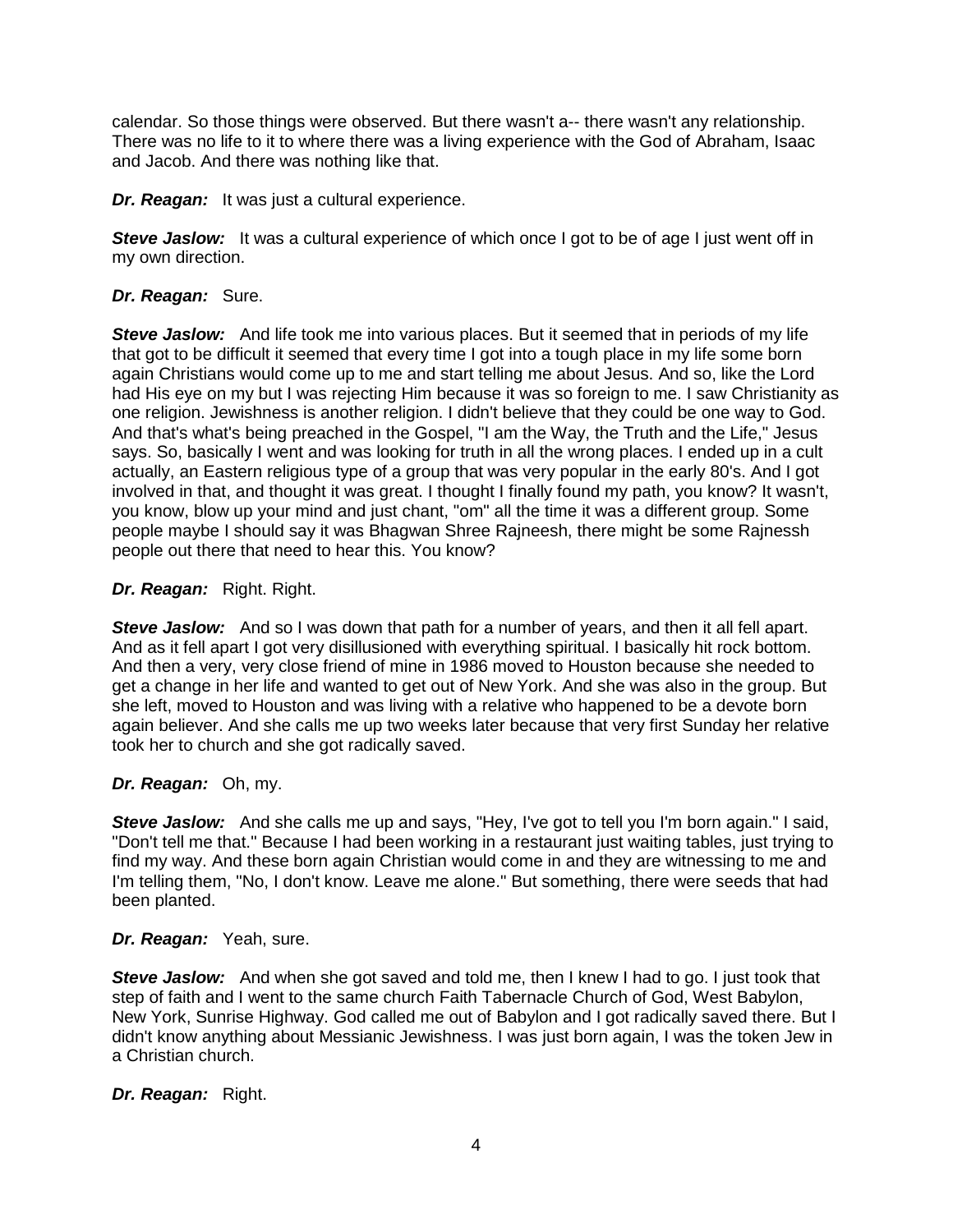calendar. So those things were observed. But there wasn't a-- there wasn't any relationship. There was no life to it to where there was a living experience with the God of Abraham, Isaac and Jacob. And there was nothing like that.

***Dr. Reagan:*** It was just a cultural experience.

***Steve Jaslow:*** It was a cultural experience of which once I got to be of age I just went off in my own direction.

***Dr. Reagan:*** Sure.

***Steve Jaslow:*** And life took me into various places. But it seemed that in periods of my life that got to be difficult it seemed that every time I got into a tough place in my life some born again Christians would come up to me and start telling me about Jesus. And so, like the Lord had His eye on my but I was rejecting Him because it was so foreign to me. I saw Christianity as one religion. Jewishness is another religion. I didn't believe that they could be one way to God. And that's what's being preached in the Gospel, "I am the Way, the Truth and the Life," Jesus says. So, basically I went and was looking for truth in all the wrong places. I ended up in a cult actually, an Eastern religious type of a group that was very popular in the early 80's. And I got involved in that, and thought it was great. I thought I finally found my path, you know? It wasn't, you know, blow up your mind and just chant, "om" all the time it was a different group. Some people maybe I should say it was Bhagwan Shree Rajneesh, there might be some Rajnessh people out there that need to hear this. You know?

***Dr. Reagan:*** Right. Right.

***Steve Jaslow:*** And so I was down that path for a number of years, and then it all fell apart. And as it fell apart I got very disillusioned with everything spiritual. I basically hit rock bottom. And then a very, very close friend of mine in 1986 moved to Houston because she needed to get a change in her life and wanted to get out of New York. And she was also in the group. But she left, moved to Houston and was living with a relative who happened to be a devote born again believer. And she calls me up two weeks later because that very first Sunday her relative took her to church and she got radically saved.

***Dr. Reagan:*** Oh, my.

***Steve Jaslow:*** And she calls me up and says, "Hey, I've got to tell you I'm born again." I said, "Don't tell me that." Because I had been working in a restaurant just waiting tables, just trying to find my way. And these born again Christian would come in and they are witnessing to me and I'm telling them, "No, I don't know. Leave me alone." But something, there were seeds that had been planted.

***Dr. Reagan:*** Yeah, sure.

***Steve Jaslow:*** And when she got saved and told me, then I knew I had to go. I just took that step of faith and I went to the same church Faith Tabernacle Church of God, West Babylon, New York, Sunrise Highway. God called me out of Babylon and I got radically saved there. But I didn't know anything about Messianic Jewishness. I was just born again, I was the token Jew in a Christian church.

***Dr. Reagan:*** Right.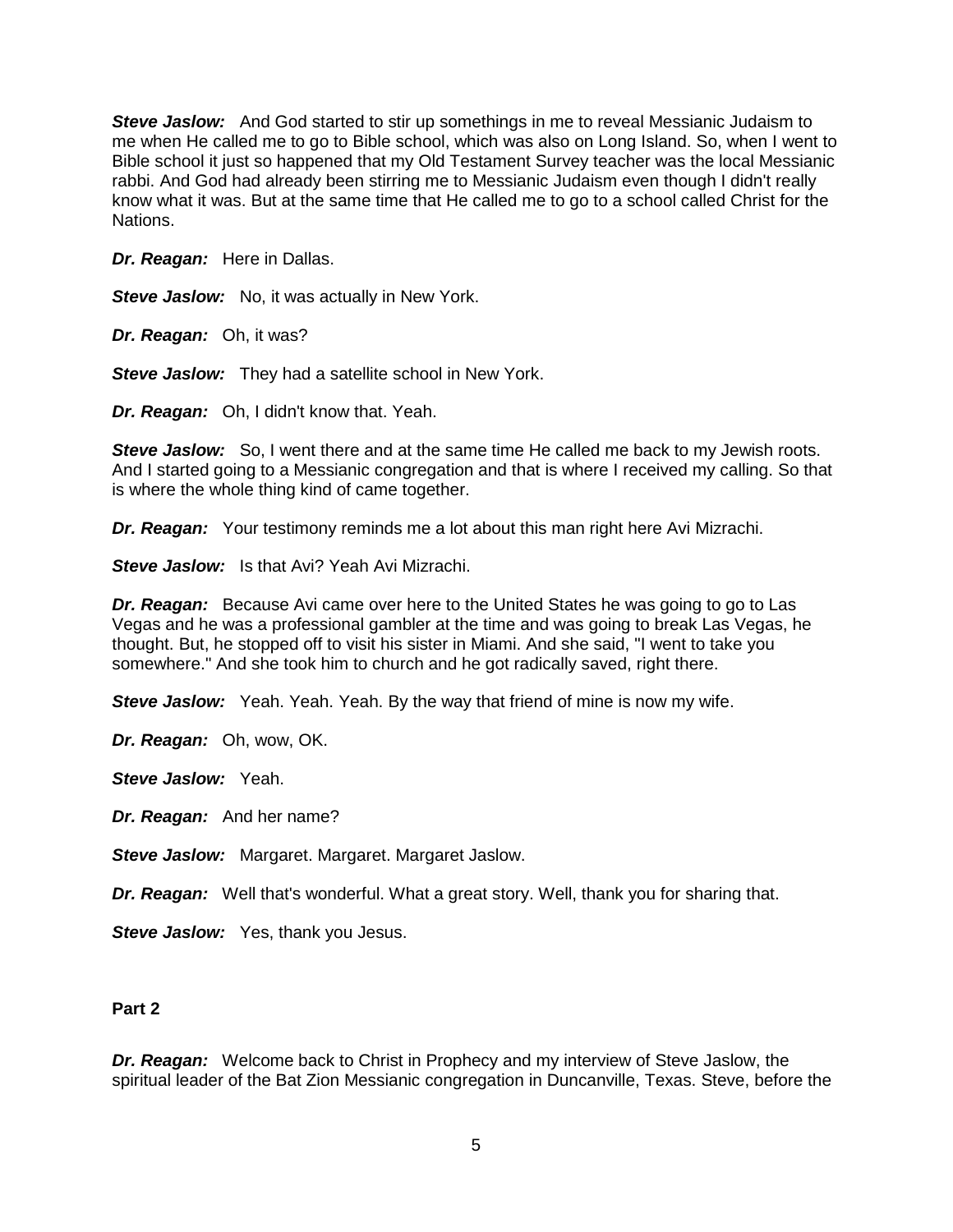***Steve Jaslow:*** And God started to stir up somethings in me to reveal Messianic Judaism to me when He called me to go to Bible school, which was also on Long Island. So, when I went to Bible school it just so happened that my Old Testament Survey teacher was the local Messianic rabbi. And God had already been stirring me to Messianic Judaism even though I didn't really know what it was. But at the same time that He called me to go to a school called Christ for the Nations.

***Dr. Reagan:*** Here in Dallas.

***Steve Jaslow:*** No, it was actually in New York.

***Dr. Reagan:*** Oh, it was?

***Steve Jaslow:*** They had a satellite school in New York.

***Dr. Reagan:*** Oh, I didn't know that. Yeah.

***Steve Jaslow:*** So, I went there and at the same time He called me back to my Jewish roots. And I started going to a Messianic congregation and that is where I received my calling. So that is where the whole thing kind of came together.

***Dr. Reagan:*** Your testimony reminds me a lot about this man right here Avi Mizrachi.

***Steve Jaslow:*** Is that Avi? Yeah Avi Mizrachi.

***Dr. Reagan:*** Because Avi came over here to the United States he was going to go to Las Vegas and he was a professional gambler at the time and was going to break Las Vegas, he thought. But, he stopped off to visit his sister in Miami. And she said, "I went to take you somewhere." And she took him to church and he got radically saved, right there.

***Steve Jaslow:*** Yeah. Yeah. Yeah. By the way that friend of mine is now my wife.

***Dr. Reagan:*** Oh, wow, OK.

***Steve Jaslow:*** Yeah.

***Dr. Reagan:*** And her name?

***Steve Jaslow:*** Margaret. Margaret. Margaret Jaslow.

***Dr. Reagan:*** Well that's wonderful. What a great story. Well, thank you for sharing that.

***Steve Jaslow:*** Yes, thank you Jesus.

**Part 2**

***Dr. Reagan:*** Welcome back to Christ in Prophecy and my interview of Steve Jaslow, the spiritual leader of the Bat Zion Messianic congregation in Duncanville, Texas. Steve, before the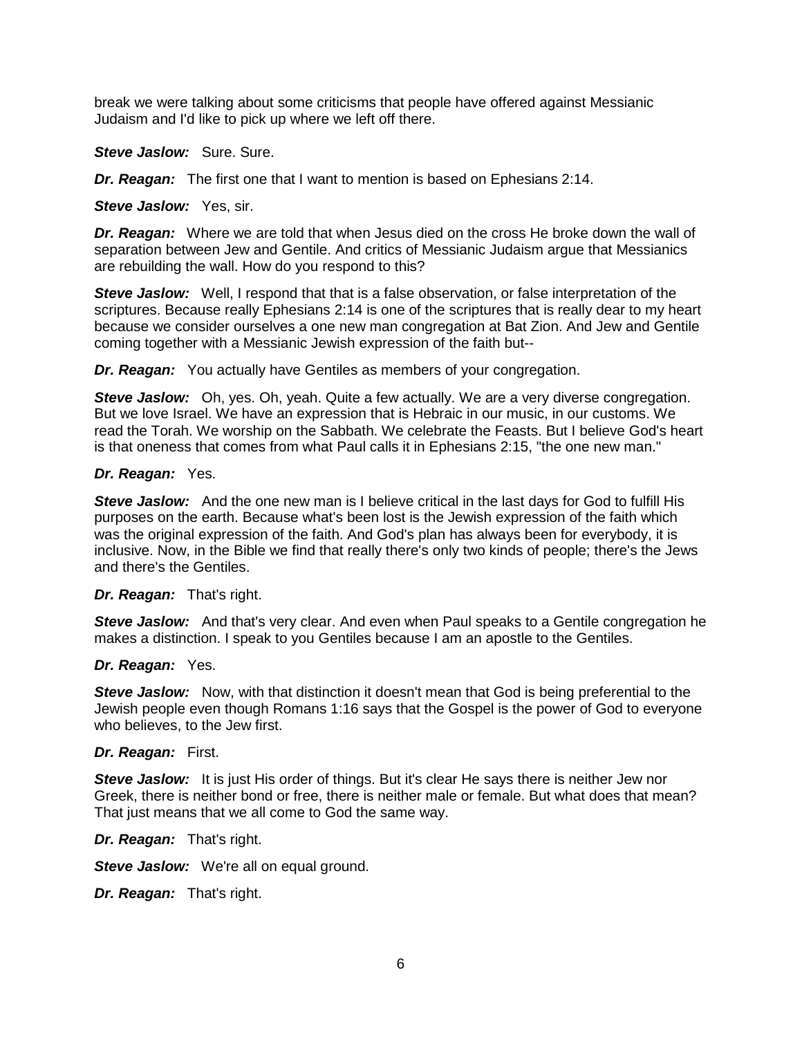break we were talking about some criticisms that people have offered against Messianic Judaism and I'd like to pick up where we left off there.

***Steve Jaslow:*** Sure. Sure.

***Dr. Reagan:*** The first one that I want to mention is based on Ephesians 2:14.

***Steve Jaslow:*** Yes, sir.

***Dr. Reagan:*** Where we are told that when Jesus died on the cross He broke down the wall of separation between Jew and Gentile. And critics of Messianic Judaism argue that Messianics are rebuilding the wall. How do you respond to this?

***Steve Jaslow:*** Well, I respond that that is a false observation, or false interpretation of the scriptures. Because really Ephesians 2:14 is one of the scriptures that is really dear to my heart because we consider ourselves a one new man congregation at Bat Zion. And Jew and Gentile coming together with a Messianic Jewish expression of the faith but--

***Dr. Reagan:*** You actually have Gentiles as members of your congregation.

***Steve Jaslow:*** Oh, yes. Oh, yeah. Quite a few actually. We are a very diverse congregation. But we love Israel. We have an expression that is Hebraic in our music, in our customs. We read the Torah. We worship on the Sabbath. We celebrate the Feasts. But I believe God's heart is that oneness that comes from what Paul calls it in Ephesians 2:15, "the one new man."

***Dr. Reagan:*** Yes.

***Steve Jaslow:*** And the one new man is I believe critical in the last days for God to fulfill His purposes on the earth. Because what's been lost is the Jewish expression of the faith which was the original expression of the faith. And God's plan has always been for everybody, it is inclusive. Now, in the Bible we find that really there's only two kinds of people; there's the Jews and there's the Gentiles.

***Dr. Reagan:*** That's right.

***Steve Jaslow:*** And that's very clear. And even when Paul speaks to a Gentile congregation he makes a distinction. I speak to you Gentiles because I am an apostle to the Gentiles.

***Dr. Reagan:*** Yes.

***Steve Jaslow:*** Now, with that distinction it doesn't mean that God is being preferential to the Jewish people even though Romans 1:16 says that the Gospel is the power of God to everyone who believes, to the Jew first.

***Dr. Reagan:*** First.

***Steve Jaslow:*** It is just His order of things. But it's clear He says there is neither Jew nor Greek, there is neither bond or free, there is neither male or female. But what does that mean? That just means that we all come to God the same way.

***Dr. Reagan:*** That's right.

***Steve Jaslow:*** We're all on equal ground.

***Dr. Reagan:*** That's right.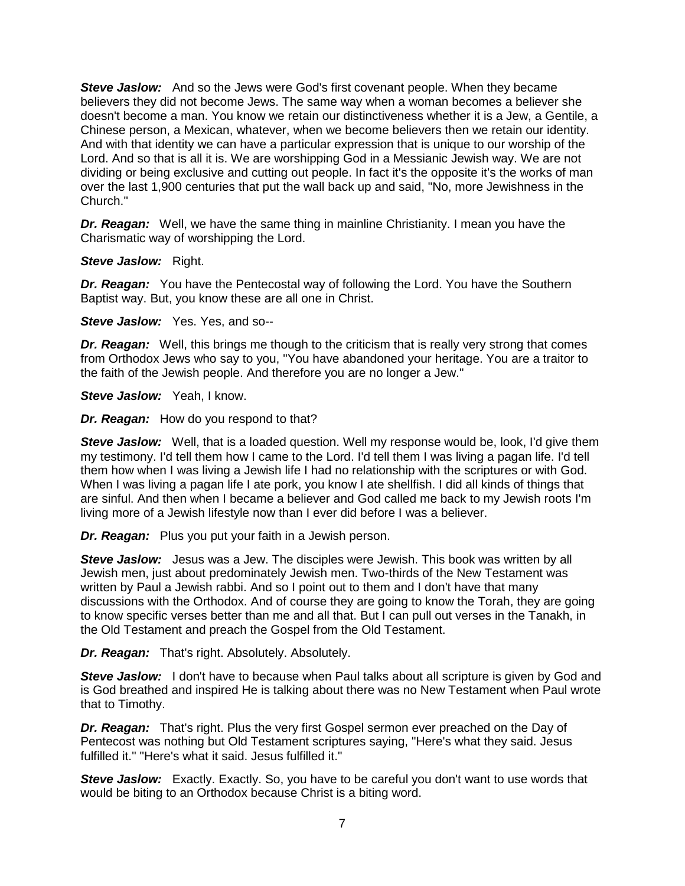***Steve Jaslow:*** And so the Jews were God's first covenant people. When they became believers they did not become Jews. The same way when a woman becomes a believer she doesn't become a man. You know we retain our distinctiveness whether it is a Jew, a Gentile, a Chinese person, a Mexican, whatever, when we become believers then we retain our identity. And with that identity we can have a particular expression that is unique to our worship of the Lord. And so that is all it is. We are worshipping God in a Messianic Jewish way. We are not dividing or being exclusive and cutting out people. In fact it's the opposite it's the works of man over the last 1,900 centuries that put the wall back up and said, "No, more Jewishness in the Church."

***Dr. Reagan:*** Well, we have the same thing in mainline Christianity. I mean you have the Charismatic way of worshipping the Lord.

***Steve Jaslow:*** Right.

***Dr. Reagan:*** You have the Pentecostal way of following the Lord. You have the Southern Baptist way. But, you know these are all one in Christ.

***Steve Jaslow:*** Yes. Yes, and so--

***Dr. Reagan:*** Well, this brings me though to the criticism that is really very strong that comes from Orthodox Jews who say to you, "You have abandoned your heritage. You are a traitor to the faith of the Jewish people. And therefore you are no longer a Jew."

***Steve Jaslow:*** Yeah, I know.

***Dr. Reagan:*** How do you respond to that?

***Steve Jaslow:*** Well, that is a loaded question. Well my response would be, look, I'd give them my testimony. I'd tell them how I came to the Lord. I'd tell them I was living a pagan life. I'd tell them how when I was living a Jewish life I had no relationship with the scriptures or with God. When I was living a pagan life I ate pork, you know I ate shellfish. I did all kinds of things that are sinful. And then when I became a believer and God called me back to my Jewish roots I'm living more of a Jewish lifestyle now than I ever did before I was a believer.

***Dr. Reagan:*** Plus you put your faith in a Jewish person.

***Steve Jaslow:*** Jesus was a Jew. The disciples were Jewish. This book was written by all Jewish men, just about predominately Jewish men. Two-thirds of the New Testament was written by Paul a Jewish rabbi. And so I point out to them and I don't have that many discussions with the Orthodox. And of course they are going to know the Torah, they are going to know specific verses better than me and all that. But I can pull out verses in the Tanakh, in the Old Testament and preach the Gospel from the Old Testament.

***Dr. Reagan:*** That's right. Absolutely. Absolutely.

***Steve Jaslow:*** I don't have to because when Paul talks about all scripture is given by God and is God breathed and inspired He is talking about there was no New Testament when Paul wrote that to Timothy.

***Dr. Reagan:*** That's right. Plus the very first Gospel sermon ever preached on the Day of Pentecost was nothing but Old Testament scriptures saying, "Here's what they said. Jesus fulfilled it." "Here's what it said. Jesus fulfilled it."

***Steve Jaslow:*** Exactly. Exactly. So, you have to be careful you don't want to use words that would be biting to an Orthodox because Christ is a biting word.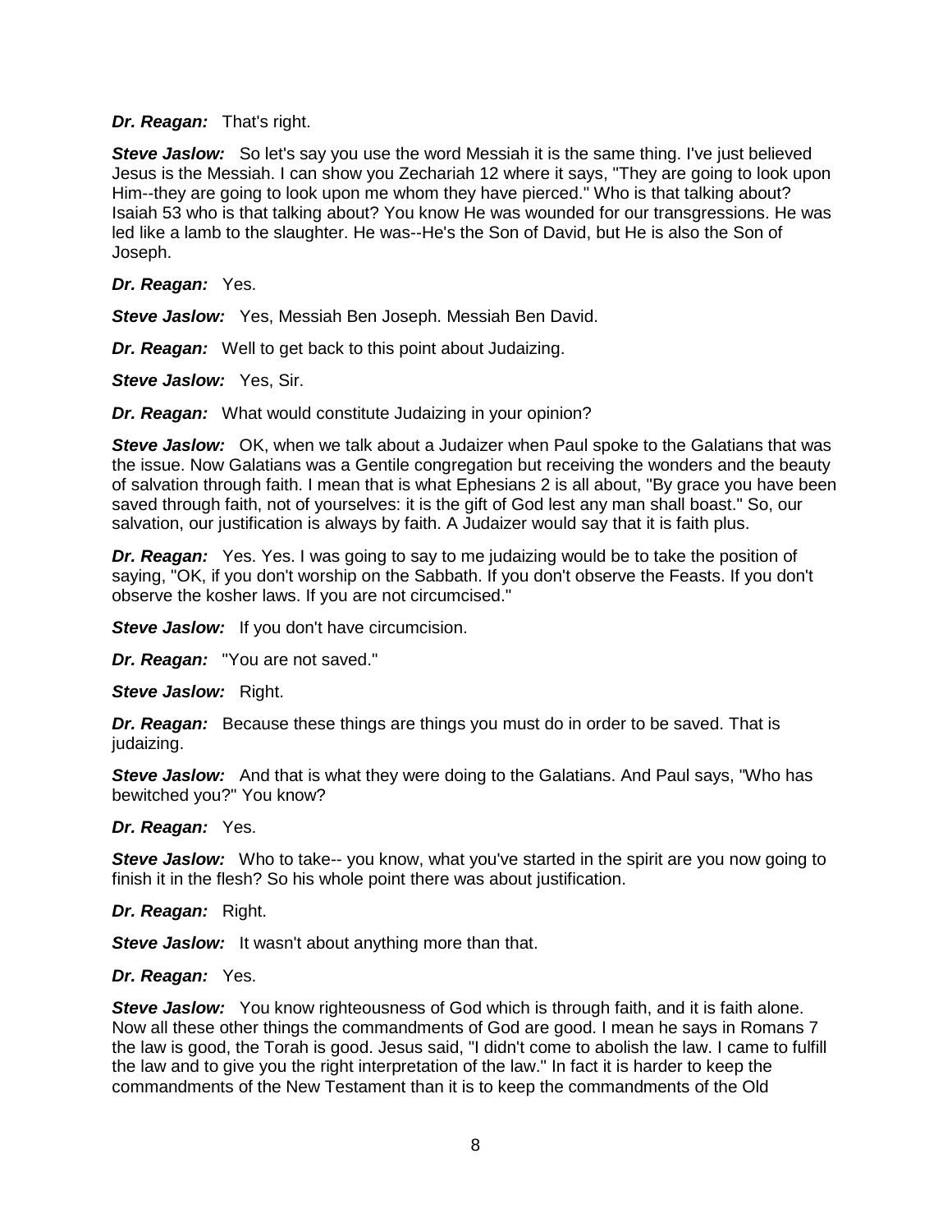***Dr. Reagan:*** That's right.

***Steve Jaslow:*** So let's say you use the word Messiah it is the same thing. I've just believed Jesus is the Messiah. I can show you Zechariah 12 where it says, "They are going to look upon Him--they are going to look upon me whom they have pierced." Who is that talking about? Isaiah 53 who is that talking about? You know He was wounded for our transgressions. He was led like a lamb to the slaughter. He was--He's the Son of David, but He is also the Son of Joseph.

***Dr. Reagan:*** Yes.

***Steve Jaslow:*** Yes, Messiah Ben Joseph. Messiah Ben David.

***Dr. Reagan:*** Well to get back to this point about Judaizing.

***Steve Jaslow:*** Yes, Sir.

***Dr. Reagan:*** What would constitute Judaizing in your opinion?

***Steve Jaslow:*** OK, when we talk about a Judaizer when Paul spoke to the Galatians that was the issue. Now Galatians was a Gentile congregation but receiving the wonders and the beauty of salvation through faith. I mean that is what Ephesians 2 is all about, "By grace you have been saved through faith, not of yourselves: it is the gift of God lest any man shall boast." So, our salvation, our justification is always by faith. A Judaizer would say that it is faith plus.

***Dr. Reagan:*** Yes. Yes. I was going to say to me judaizing would be to take the position of saying, "OK, if you don't worship on the Sabbath. If you don't observe the Feasts. If you don't observe the kosher laws. If you are not circumcised."

***Steve Jaslow:*** If you don't have circumcision.

***Dr. Reagan:*** "You are not saved."

***Steve Jaslow:*** Right.

***Dr. Reagan:*** Because these things are things you must do in order to be saved. That is judaizing.

***Steve Jaslow:*** And that is what they were doing to the Galatians. And Paul says, "Who has bewitched you?" You know?

***Dr. Reagan:*** Yes.

***Steve Jaslow:*** Who to take-- you know, what you've started in the spirit are you now going to finish it in the flesh? So his whole point there was about justification.

***Dr. Reagan:*** Right.

***Steve Jaslow:*** It wasn't about anything more than that.

***Dr. Reagan:*** Yes.

***Steve Jaslow:*** You know righteousness of God which is through faith, and it is faith alone. Now all these other things the commandments of God are good. I mean he says in Romans 7 the law is good, the Torah is good. Jesus said, "I didn't come to abolish the law. I came to fulfill the law and to give you the right interpretation of the law." In fact it is harder to keep the commandments of the New Testament than it is to keep the commandments of the Old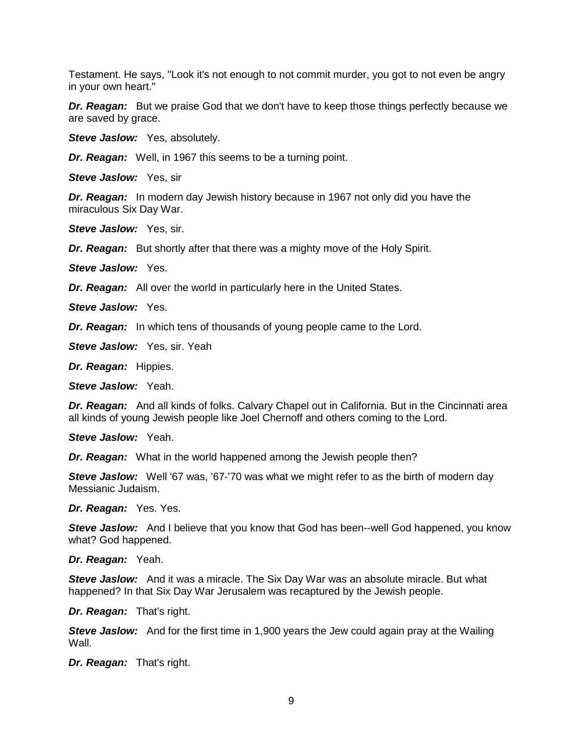Testament. He says, "Look it's not enough to not commit murder, you got to not even be angry in your own heart."

***Dr. Reagan:*** But we praise God that we don't have to keep those things perfectly because we are saved by grace.

***Steve Jaslow:*** Yes, absolutely.

***Dr. Reagan:*** Well, in 1967 this seems to be a turning point.

***Steve Jaslow:*** Yes, sir

***Dr. Reagan:*** In modern day Jewish history because in 1967 not only did you have the miraculous Six Day War.

***Steve Jaslow:*** Yes, sir.

***Dr. Reagan:*** But shortly after that there was a mighty move of the Holy Spirit.

***Steve Jaslow:*** Yes.

***Dr. Reagan:*** All over the world in particularly here in the United States.

***Steve Jaslow:*** Yes.

***Dr. Reagan:*** In which tens of thousands of young people came to the Lord.

***Steve Jaslow:*** Yes, sir. Yeah

***Dr. Reagan:*** Hippies.

***Steve Jaslow:*** Yeah.

***Dr. Reagan:*** And all kinds of folks. Calvary Chapel out in California. But in the Cincinnati area all kinds of young Jewish people like Joel Chernoff and others coming to the Lord.

***Steve Jaslow:*** Yeah.

***Dr. Reagan:*** What in the world happened among the Jewish people then?

***Steve Jaslow:*** Well '67 was, '67-'70 was what we might refer to as the birth of modern day Messianic Judaism.

***Dr. Reagan:*** Yes. Yes.

***Steve Jaslow:*** And I believe that you know that God has been--well God happened, you know what? God happened.

***Dr. Reagan:*** Yeah.

***Steve Jaslow:*** And it was a miracle. The Six Day War was an absolute miracle. But what happened? In that Six Day War Jerusalem was recaptured by the Jewish people.

***Dr. Reagan:*** That's right.

***Steve Jaslow:*** And for the first time in 1,900 years the Jew could again pray at the Wailing Wall.

***Dr. Reagan:*** That's right.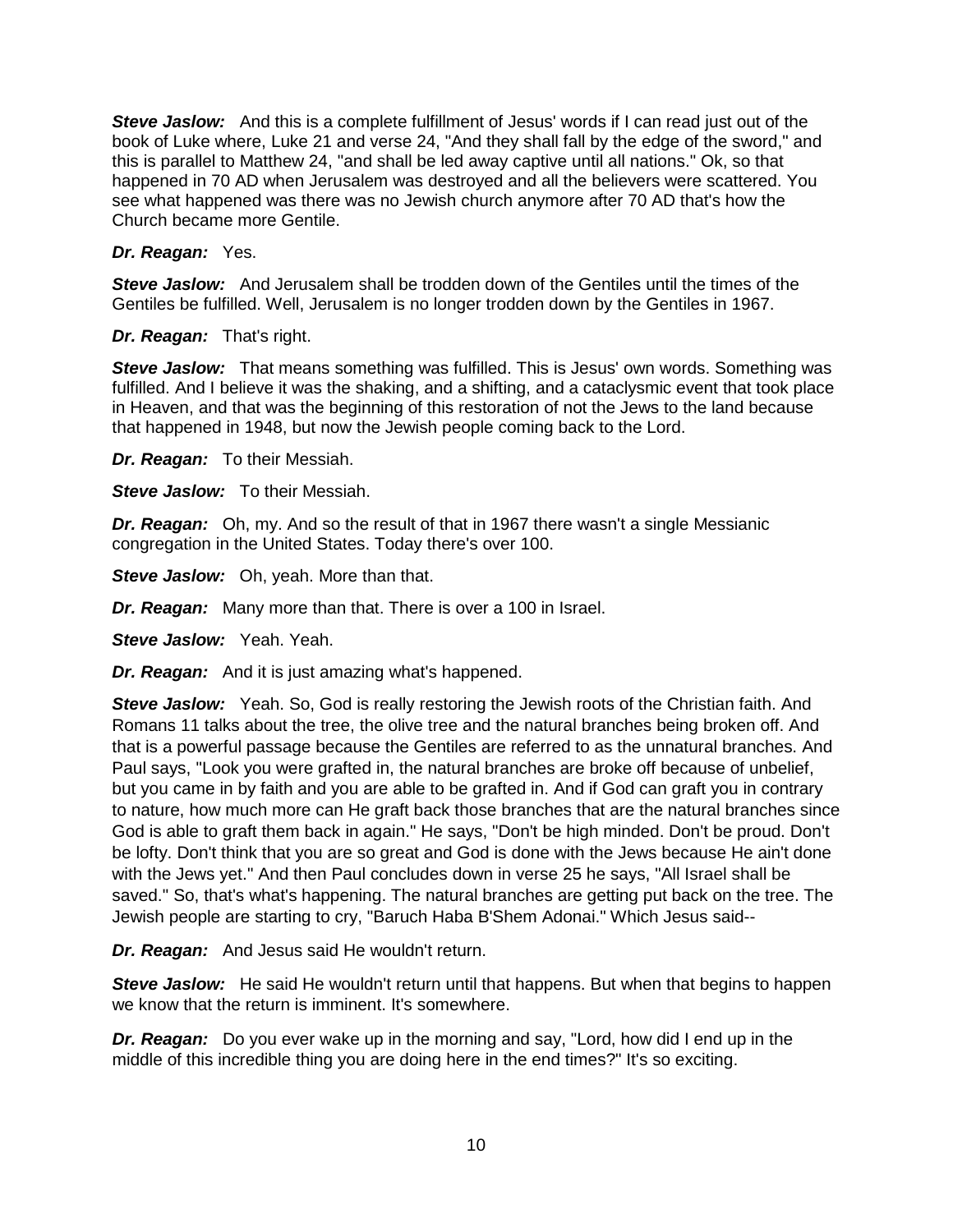***Steve Jaslow:*** And this is a complete fulfillment of Jesus' words if I can read just out of the book of Luke where, Luke 21 and verse 24, "And they shall fall by the edge of the sword," and this is parallel to Matthew 24, "and shall be led away captive until all nations." Ok, so that happened in 70 AD when Jerusalem was destroyed and all the believers were scattered. You see what happened was there was no Jewish church anymore after 70 AD that's how the Church became more Gentile.

***Dr. Reagan:*** Yes.

***Steve Jaslow:*** And Jerusalem shall be trodden down of the Gentiles until the times of the Gentiles be fulfilled. Well, Jerusalem is no longer trodden down by the Gentiles in 1967.

***Dr. Reagan:*** That's right.

***Steve Jaslow:*** That means something was fulfilled. This is Jesus' own words. Something was fulfilled. And I believe it was the shaking, and a shifting, and a cataclysmic event that took place in Heaven, and that was the beginning of this restoration of not the Jews to the land because that happened in 1948, but now the Jewish people coming back to the Lord.

***Dr. Reagan:*** To their Messiah.

***Steve Jaslow:*** To their Messiah.

***Dr. Reagan:*** Oh, my. And so the result of that in 1967 there wasn't a single Messianic congregation in the United States. Today there's over 100.

***Steve Jaslow:*** Oh, yeah. More than that.

***Dr. Reagan:*** Many more than that. There is over a 100 in Israel.

***Steve Jaslow:*** Yeah. Yeah.

***Dr. Reagan:*** And it is just amazing what's happened.

***Steve Jaslow:*** Yeah. So, God is really restoring the Jewish roots of the Christian faith. And Romans 11 talks about the tree, the olive tree and the natural branches being broken off. And that is a powerful passage because the Gentiles are referred to as the unnatural branches. And Paul says, "Look you were grafted in, the natural branches are broke off because of unbelief, but you came in by faith and you are able to be grafted in. And if God can graft you in contrary to nature, how much more can He graft back those branches that are the natural branches since God is able to graft them back in again." He says, "Don't be high minded. Don't be proud. Don't be lofty. Don't think that you are so great and God is done with the Jews because He ain't done with the Jews yet." And then Paul concludes down in verse 25 he says, "All Israel shall be saved." So, that's what's happening. The natural branches are getting put back on the tree. The Jewish people are starting to cry, "Baruch Haba B'Shem Adonai." Which Jesus said--

***Dr. Reagan:*** And Jesus said He wouldn't return.

***Steve Jaslow:*** He said He wouldn't return until that happens. But when that begins to happen we know that the return is imminent. It's somewhere.

***Dr. Reagan:*** Do you ever wake up in the morning and say, "Lord, how did I end up in the middle of this incredible thing you are doing here in the end times?" It's so exciting.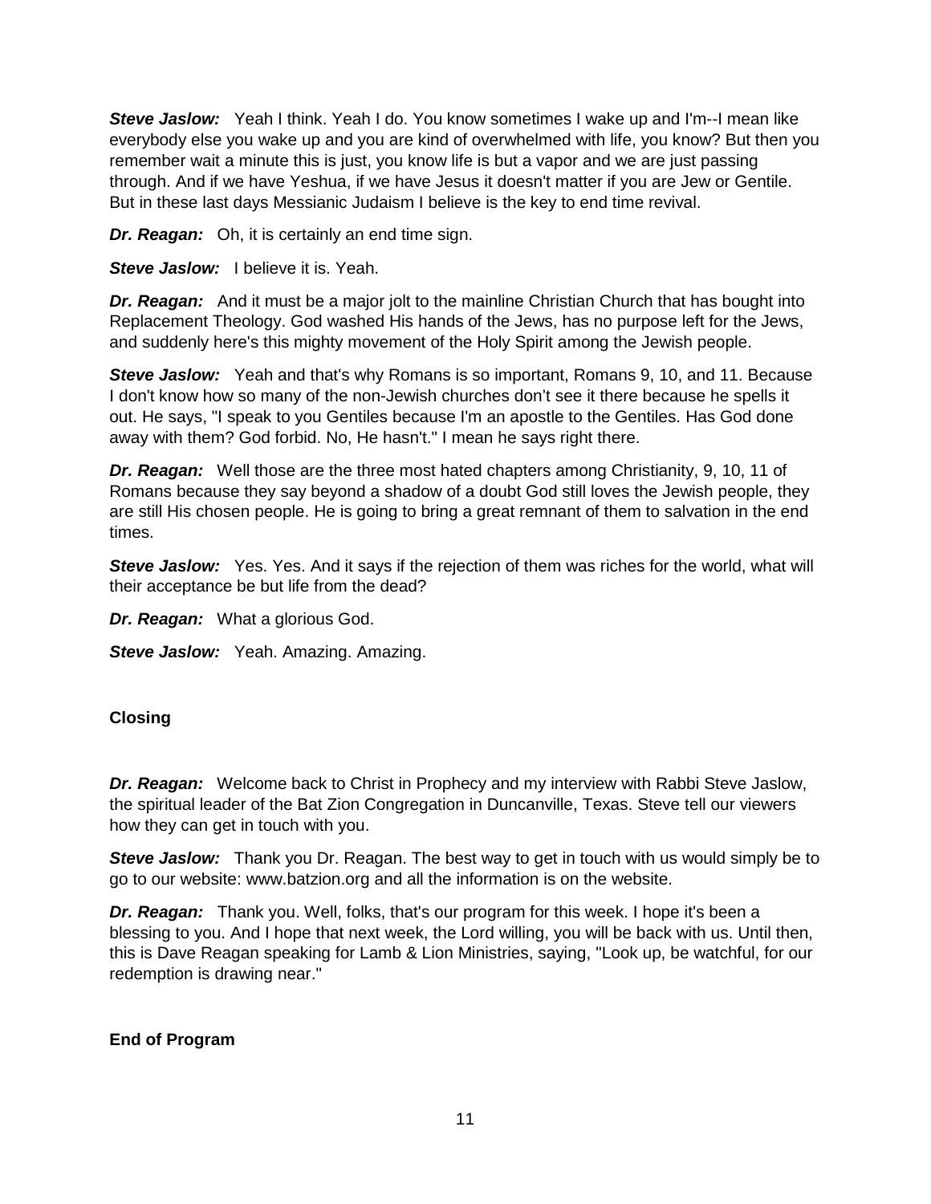***Steve Jaslow:*** Yeah I think. Yeah I do. You know sometimes I wake up and I'm--I mean like everybody else you wake up and you are kind of overwhelmed with life, you know? But then you remember wait a minute this is just, you know life is but a vapor and we are just passing through. And if we have Yeshua, if we have Jesus it doesn't matter if you are Jew or Gentile. But in these last days Messianic Judaism I believe is the key to end time revival.

***Dr. Reagan:*** Oh, it is certainly an end time sign.

***Steve Jaslow:*** I believe it is. Yeah.

***Dr. Reagan:*** And it must be a major jolt to the mainline Christian Church that has bought into Replacement Theology. God washed His hands of the Jews, has no purpose left for the Jews, and suddenly here's this mighty movement of the Holy Spirit among the Jewish people.

***Steve Jaslow:*** Yeah and that's why Romans is so important, Romans 9, 10, and 11. Because I don't know how so many of the non-Jewish churches don't see it there because he spells it out. He says, "I speak to you Gentiles because I'm an apostle to the Gentiles. Has God done away with them? God forbid. No, He hasn't." I mean he says right there.

***Dr. Reagan:*** Well those are the three most hated chapters among Christianity, 9, 10, 11 of Romans because they say beyond a shadow of a doubt God still loves the Jewish people, they are still His chosen people. He is going to bring a great remnant of them to salvation in the end times.

***Steve Jaslow:*** Yes. Yes. And it says if the rejection of them was riches for the world, what will their acceptance be but life from the dead?

***Dr. Reagan:*** What a glorious God.

***Steve Jaslow:*** Yeah. Amazing. Amazing.

**Closing**

***Dr. Reagan:*** Welcome back to Christ in Prophecy and my interview with Rabbi Steve Jaslow, the spiritual leader of the Bat Zion Congregation in Duncanville, Texas. Steve tell our viewers how they can get in touch with you.

***Steve Jaslow:*** Thank you Dr. Reagan. The best way to get in touch with us would simply be to go to our website: www.batzion.org and all the information is on the website.

***Dr. Reagan:*** Thank you. Well, folks, that's our program for this week. I hope it's been a blessing to you. And I hope that next week, the Lord willing, you will be back with us. Until then, this is Dave Reagan speaking for Lamb & Lion Ministries, saying, "Look up, be watchful, for our redemption is drawing near."

**End of Program**